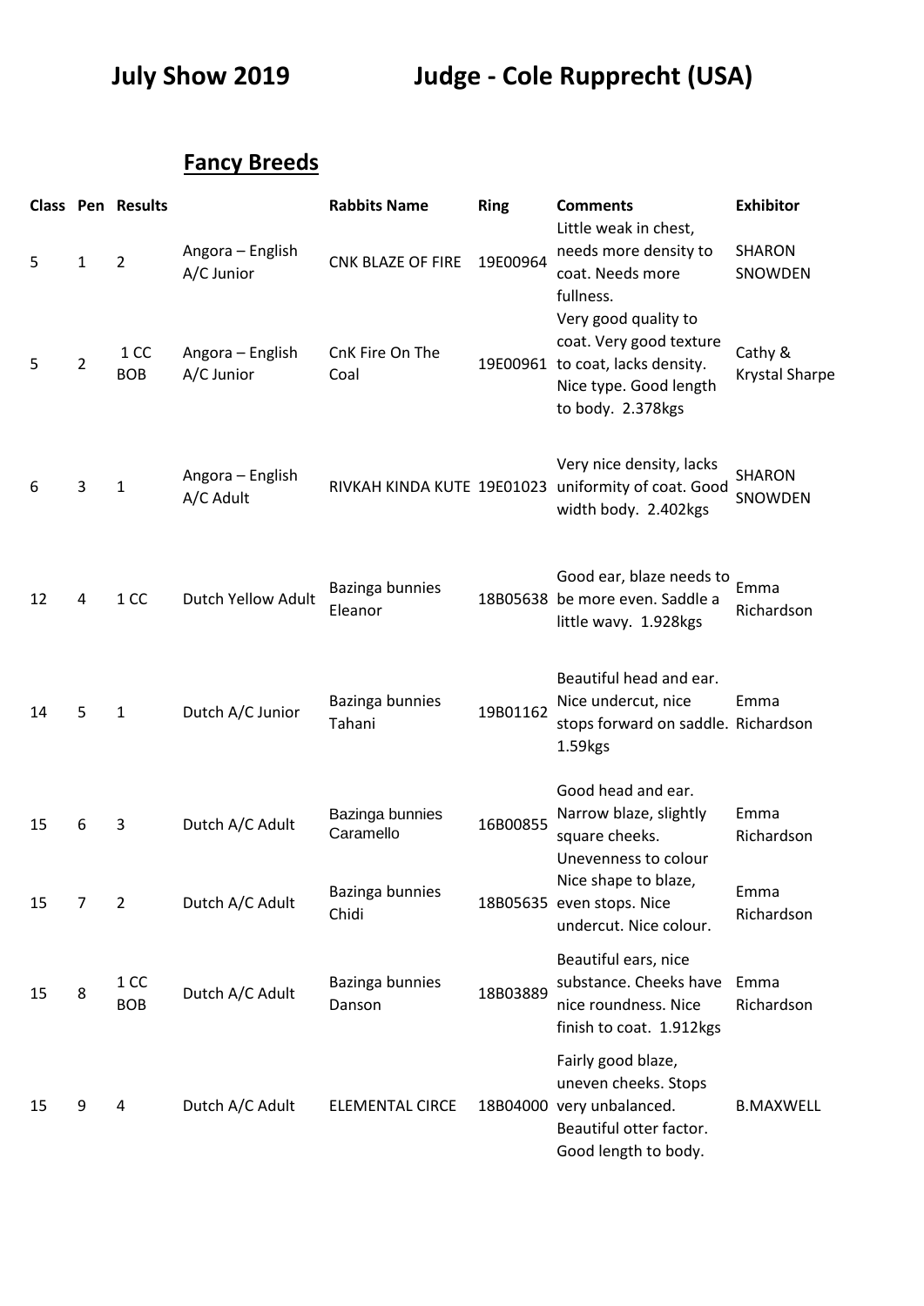**July Show 2019** **Judge - Cole Rupprecht (USA)**

## Fancy Breeds

| Class | Pen | Results | | Rabbits Name | Ring | Comments | Exhibitor |
|---|---|---|---|---|---|---|---|
| 5 | 1 | 2 | Angora – English A/C Junior | CNK BLAZE OF FIRE | 19E00964 | Little weak in chest, needs more density to coat. Needs more fullness. | SHARON SNOWDEN |
| 5 | 2 | 1 CC BOB | Angora – English A/C Junior | CnK Fire On The Coal | 19E00961 | Very good quality to coat. Very good texture to coat, lacks density. Nice type. Good length to body. 2.378kgs | Cathy & Krystal Sharpe |
| 6 | 3 | 1 | Angora – English A/C Adult | RIVKAH KINDA KUTE | 19E01023 | Very nice density, lacks uniformity of coat. Good width body. 2.402kgs | SHARON SNOWDEN |
| 12 | 4 | 1 CC | Dutch Yellow Adult | Bazinga bunnies Eleanor | 18B05638 | Good ear, blaze needs to be more even. Saddle a little wavy. 1.928kgs | Emma Richardson |
| 14 | 5 | 1 | Dutch A/C Junior | Bazinga bunnies Tahani | 19B01162 | Beautiful head and ear. Nice undercut, nice stops forward on saddle. 1.59kgs | Emma Richardson |
| 15 | 6 | 3 | Dutch A/C Adult | Bazinga bunnies Caramello | 16B00855 | Good head and ear. Narrow blaze, slightly square cheeks. Unevenness to colour | Emma Richardson |
| 15 | 7 | 2 | Dutch A/C Adult | Bazinga bunnies Chidi | 18B05635 | Nice shape to blaze, even stops. Nice undercut. Nice colour. | Emma Richardson |
| 15 | 8 | 1 CC BOB | Dutch A/C Adult | Bazinga bunnies Danson | 18B03889 | Beautiful ears, nice substance. Cheeks have nice roundness. Nice finish to coat. 1.912kgs | Emma Richardson |
| 15 | 9 | 4 | Dutch A/C Adult | ELEMENTAL CIRCE | 18B04000 | Fairly good blaze, uneven cheeks. Stops very unbalanced. Beautiful otter factor. Good length to body. | B.MAXWELL |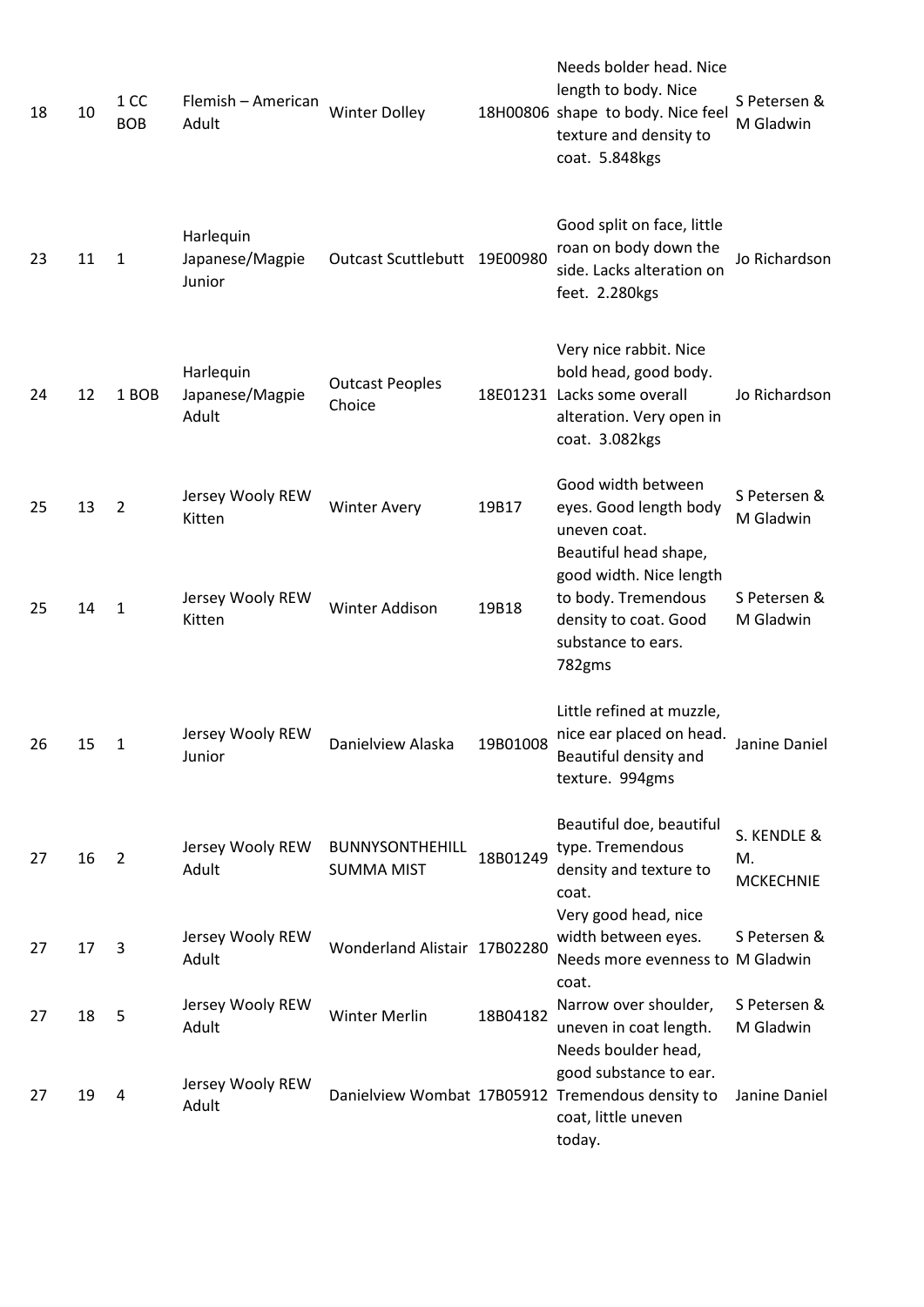| | | | | | | | |
|---|---|---|---|---|---|---|---|
| 18 | 10 | 1 CC BOB | Flemish – American Adult | Winter Dolley | 18H00806 | Needs bolder head. Nice length to body. Nice shape to body. Nice feel texture and density to coat. 5.848kgs | S Petersen & M Gladwin |
| 23 | 11 | 1 | Harlequin Japanese/Magpie Junior | Outcast Scuttlebutt | 19E00980 | Good split on face, little roan on body down the side. Lacks alteration on feet. 2.280kgs | Jo Richardson |
| 24 | 12 | 1 BOB | Harlequin Japanese/Magpie Adult | Outcast Peoples Choice | 18E01231 | Very nice rabbit. Nice bold head, good body. Lacks some overall alteration. Very open in coat. 3.082kgs | Jo Richardson |
| 25 | 13 | 2 | Jersey Wooly REW Kitten | Winter Avery | 19B17 | Good width between eyes. Good length body uneven coat. | S Petersen & M Gladwin |
| 25 | 14 | 1 | Jersey Wooly REW Kitten | Winter Addison | 19B18 | Beautiful head shape, good width. Nice length to body. Tremendous density to coat. Good substance to ears. 782gms | S Petersen & M Gladwin |
| 26 | 15 | 1 | Jersey Wooly REW Junior | Danielview Alaska | 19B01008 | Little refined at muzzle, nice ear placed on head. Beautiful density and texture. 994gms | Janine Daniel |
| 27 | 16 | 2 | Jersey Wooly REW Adult | BUNNYSONTHEHILL SUMMA MIST | 18B01249 | Beautiful doe, beautiful type. Tremendous density and texture to coat. | S. KENDLE & M. MCKECHNIE |
| 27 | 17 | 3 | Jersey Wooly REW Adult | Wonderland Alistair | 17B02280 | Very good head, nice width between eyes. Needs more evenness to coat. | S Petersen & M Gladwin |
| 27 | 18 | 5 | Jersey Wooly REW Adult | Winter Merlin | 18B04182 | Narrow over shoulder, uneven in coat length. | S Petersen & M Gladwin |
| 27 | 19 | 4 | Jersey Wooly REW Adult | Danielview Wombat | 17B05912 | Needs boulder head, good substance to ear. Tremendous density to coat, little uneven today. | Janine Daniel |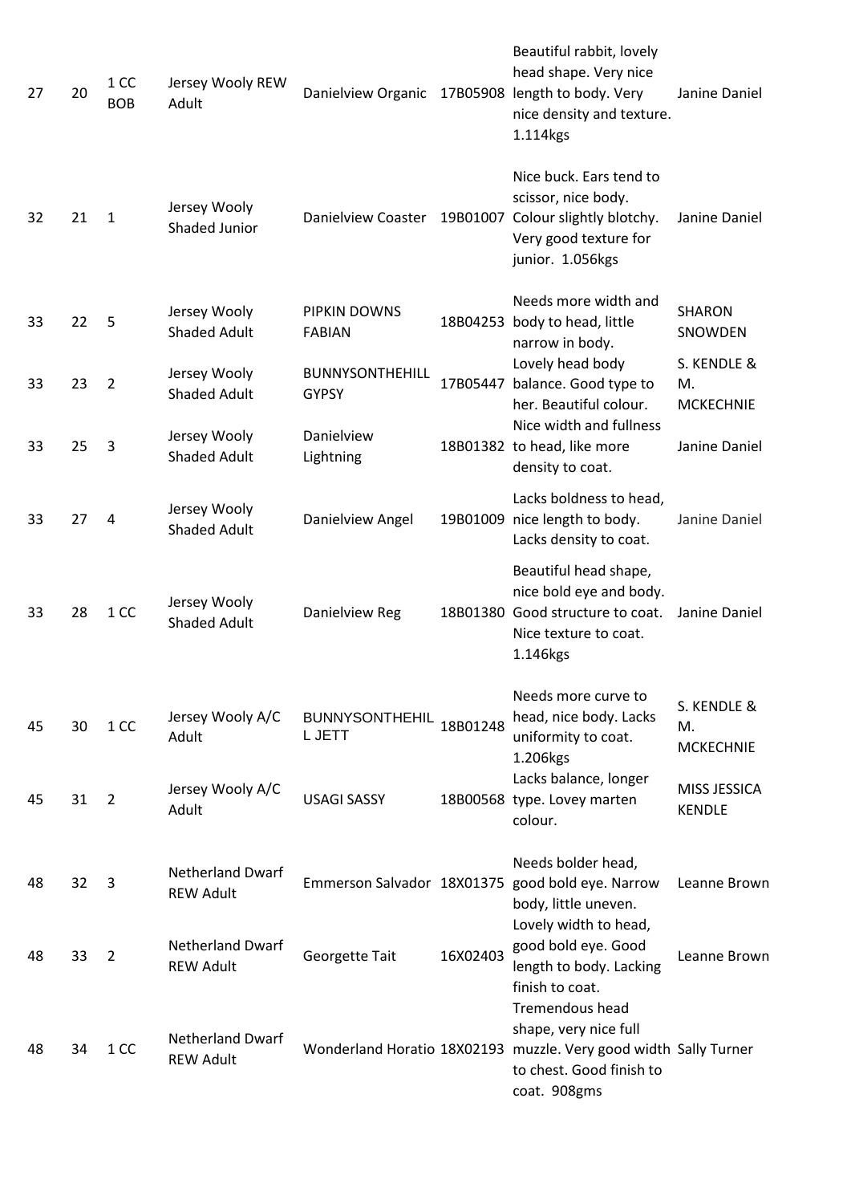| | | | | | | | |
|---|---|---|---|---|---|---|---|
| 27 | 20 | 1 CC BOB | Jersey Wooly REW Adult | Danielview Organic | 17B05908 | Beautiful rabbit, lovely head shape. Very nice length to body. Very nice density and texture. 1.114kgs | Janine Daniel |
| 32 | 21 | 1 | Jersey Wooly Shaded Junior | Danielview Coaster | 19B01007 | Nice buck. Ears tend to scissor, nice body. Colour slightly blotchy. Very good texture for junior. 1.056kgs | Janine Daniel |
| 33 | 22 | 5 | Jersey Wooly Shaded Adult | PIPKIN DOWNS FABIAN | 18B04253 | Needs more width and body to head, little narrow in body. | SHARON SNOWDEN |
| 33 | 23 | 2 | Jersey Wooly Shaded Adult | BUNNYSONTHEHILL GYPSY | 17B05447 | Lovely head body balance. Good type to her. Beautiful colour. | S. KENDLE & M. MCKECHNIE |
| 33 | 25 | 3 | Jersey Wooly Shaded Adult | Danielview Lightning | 18B01382 | Nice width and fullness to head, like more density to coat. | Janine Daniel |
| 33 | 27 | 4 | Jersey Wooly Shaded Adult | Danielview Angel | 19B01009 | Lacks boldness to head, nice length to body. Lacks density to coat. | Janine Daniel |
| 33 | 28 | 1 CC | Jersey Wooly Shaded Adult | Danielview Reg | 18B01380 | Beautiful head shape, nice bold eye and body. Good structure to coat. Nice texture to coat. 1.146kgs | Janine Daniel |
| 45 | 30 | 1 CC | Jersey Wooly A/C Adult | BUNNYSONTHEHILL JETT | 18B01248 | Needs more curve to head, nice body. Lacks uniformity to coat. 1.206kgs | S. KENDLE & M. MCKECHNIE |
| 45 | 31 | 2 | Jersey Wooly A/C Adult | USAGI SASSY | 18B00568 | Lacks balance, longer type. Lovey marten colour. | MISS JESSICA KENDLE |
| 48 | 32 | 3 | Netherland Dwarf REW Adult | Emmerson Salvador | 18X01375 | Needs bolder head, good bold eye. Narrow body, little uneven. | Leanne Brown |
| 48 | 33 | 2 | Netherland Dwarf REW Adult | Georgette Tait | 16X02403 | Lovely width to head, good bold eye. Good length to body. Lacking finish to coat. | Leanne Brown |
| 48 | 34 | 1 CC | Netherland Dwarf REW Adult | Wonderland Horatio | 18X02193 | Tremendous head shape, very nice full muzzle. Very good width to chest. Good finish to coat. 908gms | Sally Turner |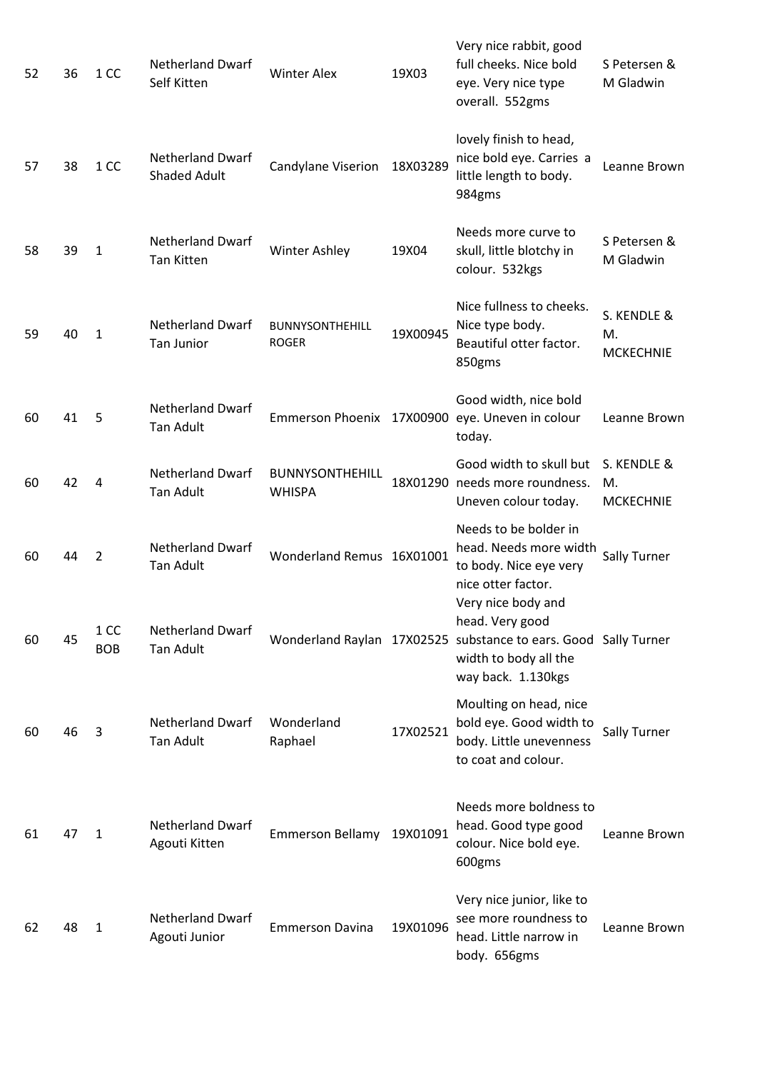| | | | | | | | |
|---|---|---|---|---|---|---|---|
| 52 | 36 | 1 CC | Netherland Dwarf Self Kitten | Winter Alex | 19X03 | Very nice rabbit, good full cheeks. Nice bold eye. Very nice type overall. 552gms | S Petersen & M Gladwin |
| 57 | 38 | 1 CC | Netherland Dwarf Shaded Adult | Candylane Viserion | 18X03289 | lovely finish to head, nice bold eye. Carries a little length to body. 984gms | Leanne Brown |
| 58 | 39 | 1 | Netherland Dwarf Tan Kitten | Winter Ashley | 19X04 | Needs more curve to skull, little blotchy in colour. 532kgs | S Petersen & M Gladwin |
| 59 | 40 | 1 | Netherland Dwarf Tan Junior | BUNNYSONTHEHILL ROGER | 19X00945 | Nice fullness to cheeks. Nice type body. Beautiful otter factor. 850gms | S. KENDLE & M. MCKECHNIE |
| 60 | 41 | 5 | Netherland Dwarf Tan Adult | Emmerson Phoenix | 17X00900 | Good width, nice bold eye. Uneven in colour today. | Leanne Brown |
| 60 | 42 | 4 | Netherland Dwarf Tan Adult | BUNNYSONTHEHILL WHISPA | 18X01290 | Good width to skull but needs more roundness. Uneven colour today. | S. KENDLE & M. MCKECHNIE |
| 60 | 44 | 2 | Netherland Dwarf Tan Adult | Wonderland Remus | 16X01001 | Needs to be bolder in head. Needs more width to body. Nice eye very nice otter factor. | Sally Turner |
| 60 | 45 | 1 CC BOB | Netherland Dwarf Tan Adult | Wonderland Raylan | 17X02525 | Very nice body and head. Very good substance to ears. Good width to body all the way back. 1.130kgs | Sally Turner |
| 60 | 46 | 3 | Netherland Dwarf Tan Adult | Wonderland Raphael | 17X02521 | Moulting on head, nice bold eye. Good width to body. Little unevenness to coat and colour. | Sally Turner |
| 61 | 47 | 1 | Netherland Dwarf Agouti Kitten | Emmerson Bellamy | 19X01091 | Needs more boldness to head. Good type good colour. Nice bold eye. 600gms | Leanne Brown |
| 62 | 48 | 1 | Netherland Dwarf Agouti Junior | Emmerson Davina | 19X01096 | Very nice junior, like to see more roundness to head. Little narrow in body. 656gms | Leanne Brown |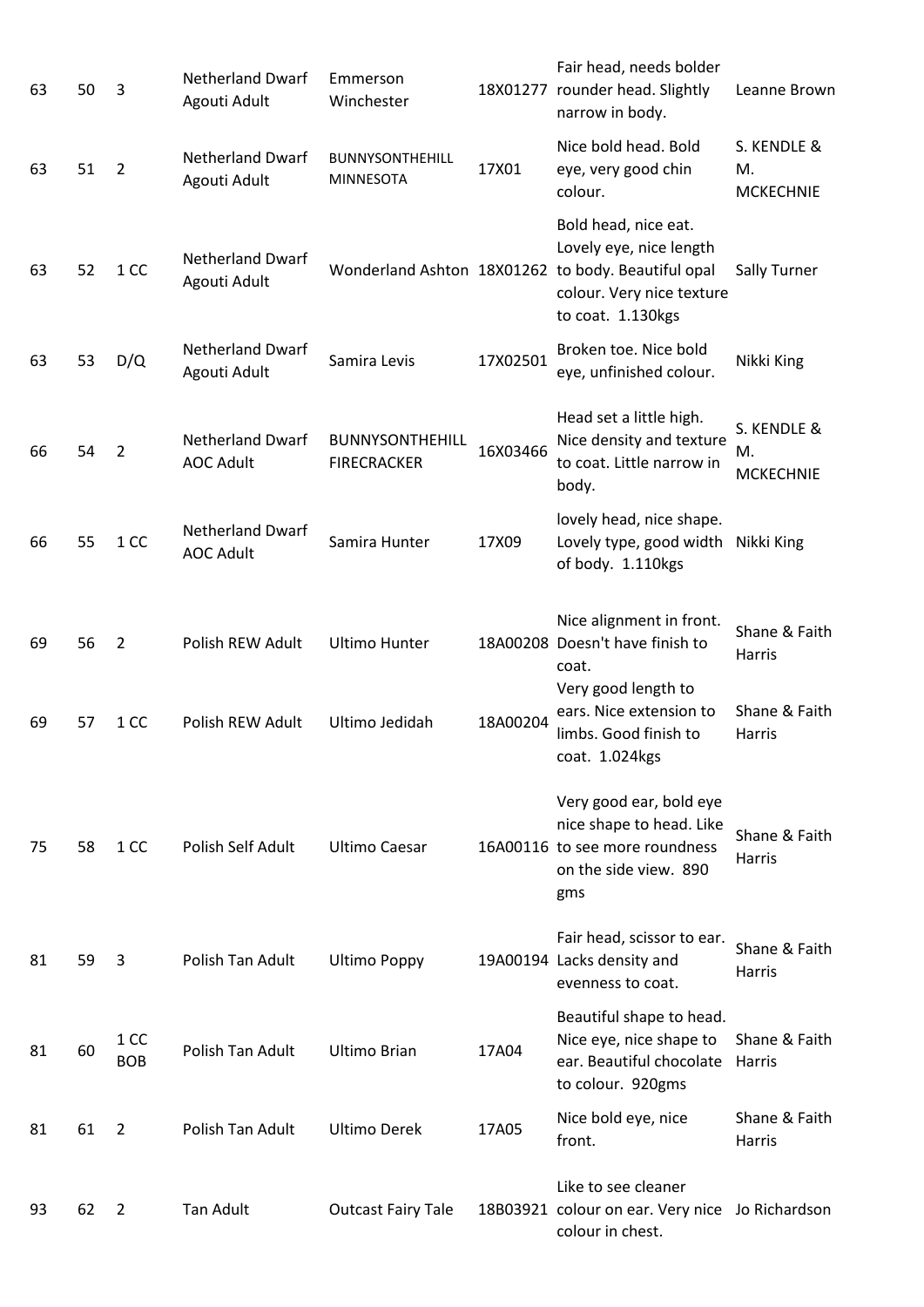| | | | | | | | |
|---|---|---|---|---|---|---|---|
| 63 | 50 | 3 | Netherland Dwarf Agouti Adult | Emmerson Winchester | 18X01277 | Fair head, needs bolder rounder head. Slightly narrow in body. | Leanne Brown |
| 63 | 51 | 2 | Netherland Dwarf Agouti Adult | BUNNYSONTHEHILL MINNESOTA | 17X01 | Nice bold head. Bold eye, very good chin colour. | S. KENDLE & M. MCKECHNIE |
| 63 | 52 | 1 CC | Netherland Dwarf Agouti Adult | Wonderland Ashton | 18X01262 | Bold head, nice eat. Lovely eye, nice length to body. Beautiful opal colour. Very nice texture to coat. 1.130kgs | Sally Turner |
| 63 | 53 | D/Q | Netherland Dwarf Agouti Adult | Samira Levis | 17X02501 | Broken toe. Nice bold eye, unfinished colour. | Nikki King |
| 66 | 54 | 2 | Netherland Dwarf AOC Adult | BUNNYSONTHEHILL FIRECRACKER | 16X03466 | Head set a little high. Nice density and texture to coat. Little narrow in body. | S. KENDLE & M. MCKECHNIE |
| 66 | 55 | 1 CC | Netherland Dwarf AOC Adult | Samira Hunter | 17X09 | lovely head, nice shape. Lovely type, good width of body. 1.110kgs | Nikki King |
| 69 | 56 | 2 | Polish REW Adult | Ultimo Hunter | 18A00208 | Nice alignment in front. Doesn't have finish to coat. | Shane & Faith Harris |
| 69 | 57 | 1 CC | Polish REW Adult | Ultimo Jedidah | 18A00204 | Very good length to ears. Nice extension to limbs. Good finish to coat. 1.024kgs | Shane & Faith Harris |
| 75 | 58 | 1 CC | Polish Self Adult | Ultimo Caesar | 16A00116 | Very good ear, bold eye nice shape to head. Like to see more roundness on the side view. 890 gms | Shane & Faith Harris |
| 81 | 59 | 3 | Polish Tan Adult | Ultimo Poppy | 19A00194 | Fair head, scissor to ear. Lacks density and evenness to coat. | Shane & Faith Harris |
| 81 | 60 | 1 CC BOB | Polish Tan Adult | Ultimo Brian | 17A04 | Beautiful shape to head. Nice eye, nice shape to ear. Beautiful chocolate to colour. 920gms | Shane & Faith Harris |
| 81 | 61 | 2 | Polish Tan Adult | Ultimo Derek | 17A05 | Nice bold eye, nice front. | Shane & Faith Harris |
| 93 | 62 | 2 | Tan Adult | Outcast Fairy Tale | 18B03921 | Like to see cleaner colour on ear. Very nice colour in chest. | Jo Richardson |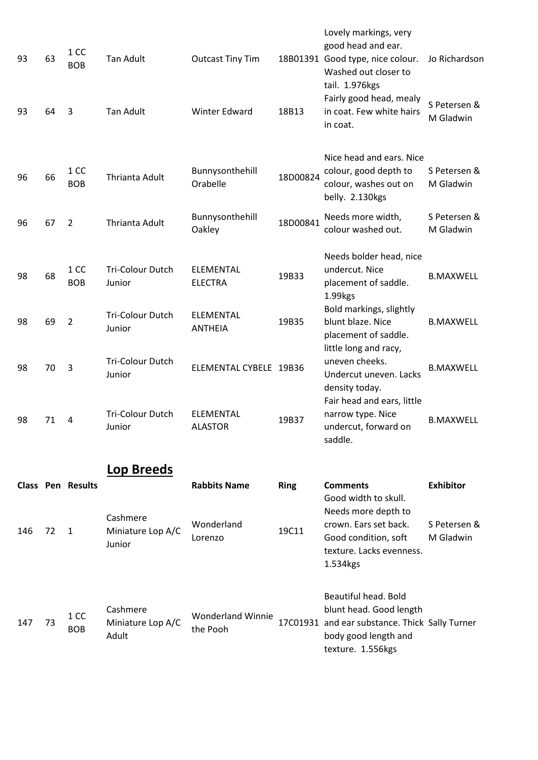| | | | | | | | |
|---|---|---|---|---|---|---|---|
| 93 | 63 | 1 CC BOB | Tan Adult | Outcast Tiny Tim | 18B01391 | Lovely markings, very good head and ear. Good type, nice colour. Washed out closer to tail. 1.976kgs | Jo Richardson |
| 93 | 64 | 3 | Tan Adult | Winter Edward | 18B13 | Fairly good head, mealy in coat. Few white hairs in coat. | S Petersen & M Gladwin |
| 96 | 66 | 1 CC BOB | Thrianta Adult | Bunnysonthehill Orabelle | 18D00824 | Nice head and ears. Nice colour, good depth to colour, washes out on belly. 2.130kgs | S Petersen & M Gladwin |
| 96 | 67 | 2 | Thrianta Adult | Bunnysonthehill Oakley | 18D00841 | Needs more width, colour washed out. | S Petersen & M Gladwin |
| 98 | 68 | 1 CC BOB | Tri-Colour Dutch Junior | ELEMENTAL ELECTRA | 19B33 | Needs bolder head, nice undercut. Nice placement of saddle. 1.99kgs | B.MAXWELL |
| 98 | 69 | 2 | Tri-Colour Dutch Junior | ELEMENTAL ANTHEIA | 19B35 | Bold markings, slightly blunt blaze. Nice placement of saddle. | B.MAXWELL |
| 98 | 70 | 3 | Tri-Colour Dutch Junior | ELEMENTAL CYBELE | 19B36 | little long and racy, uneven cheeks. Undercut uneven. Lacks density today. | B.MAXWELL |
| 98 | 71 | 4 | Tri-Colour Dutch Junior | ELEMENTAL ALASTOR | 19B37 | Fair head and ears, little narrow type. Nice undercut, forward on saddle. | B.MAXWELL |

## Lop Breeds

| Class | Pen | Results | | Rabbits Name | Ring | Comments | Exhibitor |
|---|---|---|---|---|---|---|---|
| 146 | 72 | 1 | Cashmere Miniature Lop A/C Junior | Wonderland Lorenzo | 19C11 | Good width to skull. Needs more depth to crown. Ears set back. Good condition, soft texture. Lacks evenness. 1.534kgs | S Petersen & M Gladwin |
| 147 | 73 | 1 CC BOB | Cashmere Miniature Lop A/C Adult | Wonderland Winnie the Pooh | 17C01931 | Beautiful head. Bold blunt head. Good length and ear substance. Thick body good length and texture. 1.556kgs | Sally Turner |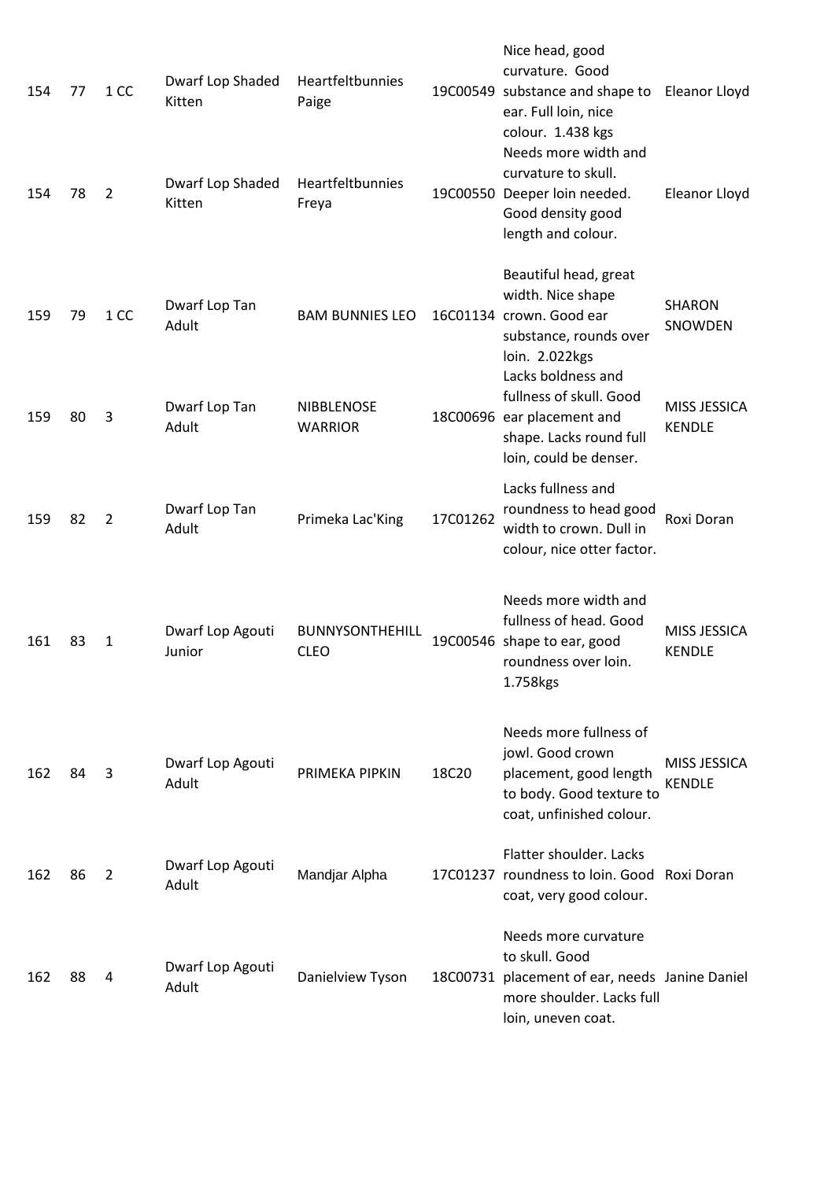| | | | | | | | |
|---|---|---|---|---|---|---|---|
| 154 | 77 | 1 CC | Dwarf Lop Shaded Kitten | Heartfeltbunnies Paige | 19C00549 | Nice head, good curvature. Good substance and shape to ear. Full loin, nice colour. 1.438 kgs | Eleanor Lloyd |
| 154 | 78 | 2 | Dwarf Lop Shaded Kitten | Heartfeltbunnies Freya | 19C00550 | Needs more width and curvature to skull. Deeper loin needed. Good density good length and colour. | Eleanor Lloyd |
| 159 | 79 | 1 CC | Dwarf Lop Tan Adult | BAM BUNNIES LEO | 16C01134 | Beautiful head, great width. Nice shape crown. Good ear substance, rounds over loin. 2.022kgs | SHARON SNOWDEN |
| 159 | 80 | 3 | Dwarf Lop Tan Adult | NIBBLENOSE WARRIOR | 18C00696 | Lacks boldness and fullness of skull. Good ear placement and shape. Lacks round full loin, could be denser. | MISS JESSICA KENDLE |
| 159 | 82 | 2 | Dwarf Lop Tan Adult | Primeka Lac'King | 17C01262 | Lacks fullness and roundness to head good width to crown. Dull in colour, nice otter factor. | Roxi Doran |
| 161 | 83 | 1 | Dwarf Lop Agouti Junior | BUNNYSONTHEHILL CLEO | 19C00546 | Needs more width and fullness of head. Good shape to ear, good roundness over loin. 1.758kgs | MISS JESSICA KENDLE |
| 162 | 84 | 3 | Dwarf Lop Agouti Adult | PRIMEKA PIPKIN | 18C20 | Needs more fullness of jowl. Good crown placement, good length to body. Good texture to coat, unfinished colour. | MISS JESSICA KENDLE |
| 162 | 86 | 2 | Dwarf Lop Agouti Adult | Mandjar Alpha | 17C01237 | Flatter shoulder. Lacks roundness to loin. Good coat, very good colour. | Roxi Doran |
| 162 | 88 | 4 | Dwarf Lop Agouti Adult | Danielview Tyson | 18C00731 | Needs more curvature to skull. Good placement of ear, needs more shoulder. Lacks full loin, uneven coat. | Janine Daniel |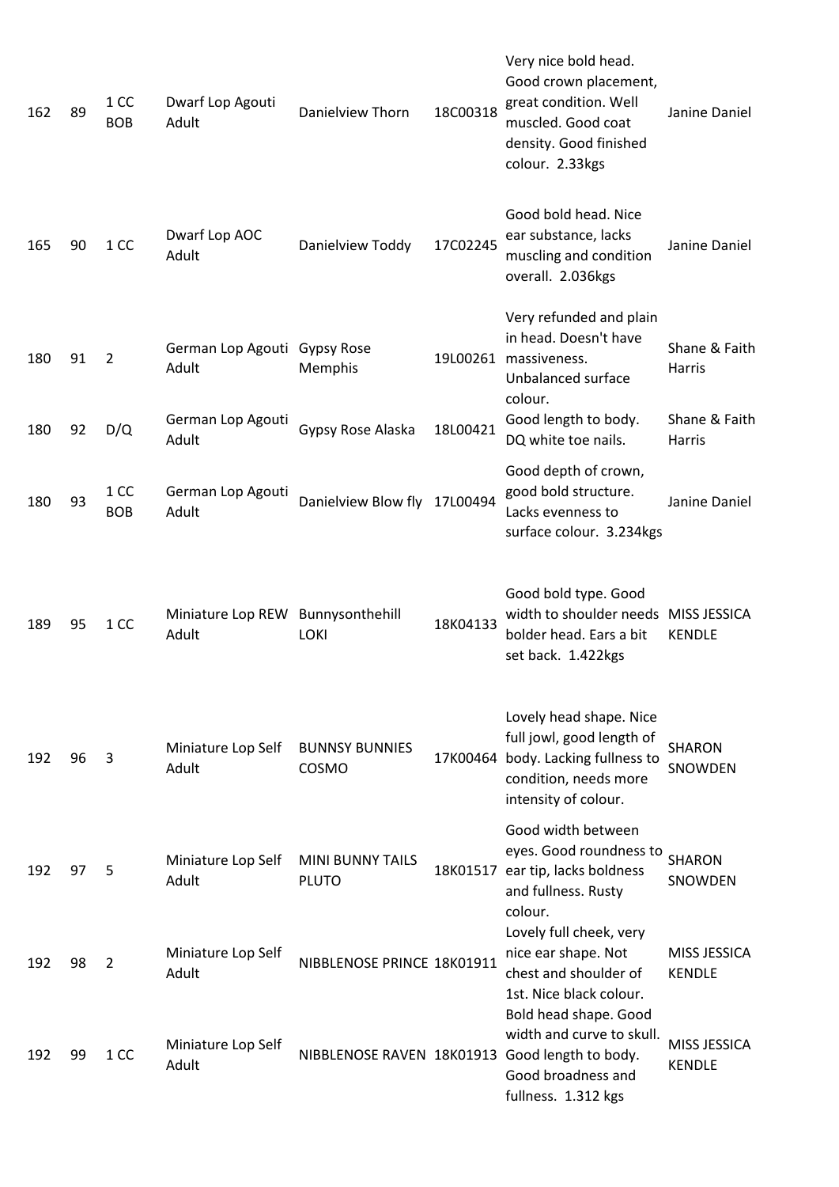| | | | | | | | |
|---|---|---|---|---|---|---|---|
| 162 | 89 | 1 CC BOB | Dwarf Lop Agouti Adult | Danielview Thorn | 18C00318 | Very nice bold head. Good crown placement, great condition. Well muscled. Good coat density. Good finished colour. 2.33kgs | Janine Daniel |
| 165 | 90 | 1 CC | Dwarf Lop AOC Adult | Danielview Toddy | 17C02245 | Good bold head. Nice ear substance, lacks muscling and condition overall. 2.036kgs | Janine Daniel |
| 180 | 91 | 2 | German Lop Agouti Adult | Gypsy Rose Memphis | 19L00261 | Very refunded and plain in head. Doesn't have massiveness. Unbalanced surface colour. | Shane & Faith Harris |
| 180 | 92 | D/Q | German Lop Agouti Adult | Gypsy Rose Alaska | 18L00421 | Good length to body. DQ white toe nails. | Shane & Faith Harris |
| 180 | 93 | 1 CC BOB | German Lop Agouti Adult | Danielview Blow fly | 17L00494 | Good depth of crown, good bold structure. Lacks evenness to surface colour. 3.234kgs | Janine Daniel |
| 189 | 95 | 1 CC | Miniature Lop REW Adult | Bunnysonthehill LOKI | 18K04133 | Good bold type. Good width to shoulder needs bolder head. Ears a bit set back. 1.422kgs | MISS JESSICA KENDLE |
| 192 | 96 | 3 | Miniature Lop Self Adult | BUNNSY BUNNIES COSMO | 17K00464 | Lovely head shape. Nice full jowl, good length of body. Lacking fullness to condition, needs more intensity of colour. | SHARON SNOWDEN |
| 192 | 97 | 5 | Miniature Lop Self Adult | MINI BUNNY TAILS PLUTO | 18K01517 | Good width between eyes. Good roundness to ear tip, lacks boldness and fullness. Rusty colour. | SHARON SNOWDEN |
| 192 | 98 | 2 | Miniature Lop Self Adult | NIBBLENOSE PRINCE | 18K01911 | Lovely full cheek, very nice ear shape. Not chest and shoulder of 1st. Nice black colour. | MISS JESSICA KENDLE |
| 192 | 99 | 1 CC | Miniature Lop Self Adult | NIBBLENOSE RAVEN | 18K01913 | Bold head shape. Good width and curve to skull. Good length to body. Good broadness and fullness. 1.312 kgs | MISS JESSICA KENDLE |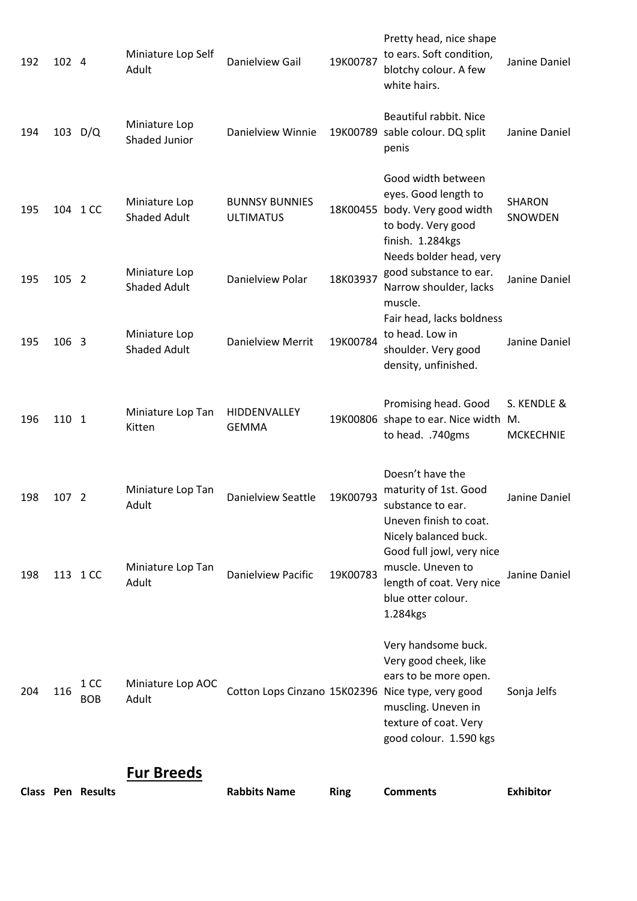| | | | | | | | |
|---|---|---|---|---|---|---|---|
| 192 | 102 | 4 | Miniature Lop Self Adult | Danielview Gail | 19K00787 | Pretty head, nice shape to ears. Soft condition, blotchy colour. A few white hairs. | Janine Daniel |
| 194 | 103 | D/Q | Miniature Lop Shaded Junior | Danielview Winnie | 19K00789 | Beautiful rabbit. Nice sable colour. DQ split penis | Janine Daniel |
| 195 | 104 | 1 CC | Miniature Lop Shaded Adult | BUNNSY BUNNIES ULTIMATUS | 18K00455 | Good width between eyes. Good length to body. Very good width to body. Very good finish. 1.284kgs | SHARON SNOWDEN |
| 195 | 105 | 2 | Miniature Lop Shaded Adult | Danielview Polar | 18K03937 | Needs bolder head, very good substance to ear. Narrow shoulder, lacks muscle. | Janine Daniel |
| 195 | 106 | 3 | Miniature Lop Shaded Adult | Danielview Merrit | 19K00784 | Fair head, lacks boldness to head. Low in shoulder. Very good density, unfinished. | Janine Daniel |
| 196 | 110 | 1 | Miniature Lop Tan Kitten | HIDDENVALLEY GEMMA | 19K00806 | Promising head. Good shape to ear. Nice width to head. .740gms | S. KENDLE & M. MCKECHNIE |
| 198 | 107 | 2 | Miniature Lop Tan Adult | Danielview Seattle | 19K00793 | Doesn't have the maturity of 1st. Good substance to ear. Uneven finish to coat. | Janine Daniel |
| 198 | 113 | 1 CC | Miniature Lop Tan Adult | Danielview Pacific | 19K00783 | Nicely balanced buck. Good full jowl, very nice muscle. Uneven to length of coat. Very nice blue otter colour. 1.284kgs | Janine Daniel |
| 204 | 116 | 1 CC BOB | Miniature Lop AOC Adult | Cotton Lops Cinzano | 15K02396 | Very handsome buck. Very good cheek, like ears to be more open. Nice type, very good muscling. Uneven in texture of coat. Very good colour. 1.590 kgs | Sonja Jelfs |

## Fur Breeds

| Class | Pen | Results | | Rabbits Name | Ring | Comments | Exhibitor |
|---|---|---|---|---|---|---|---|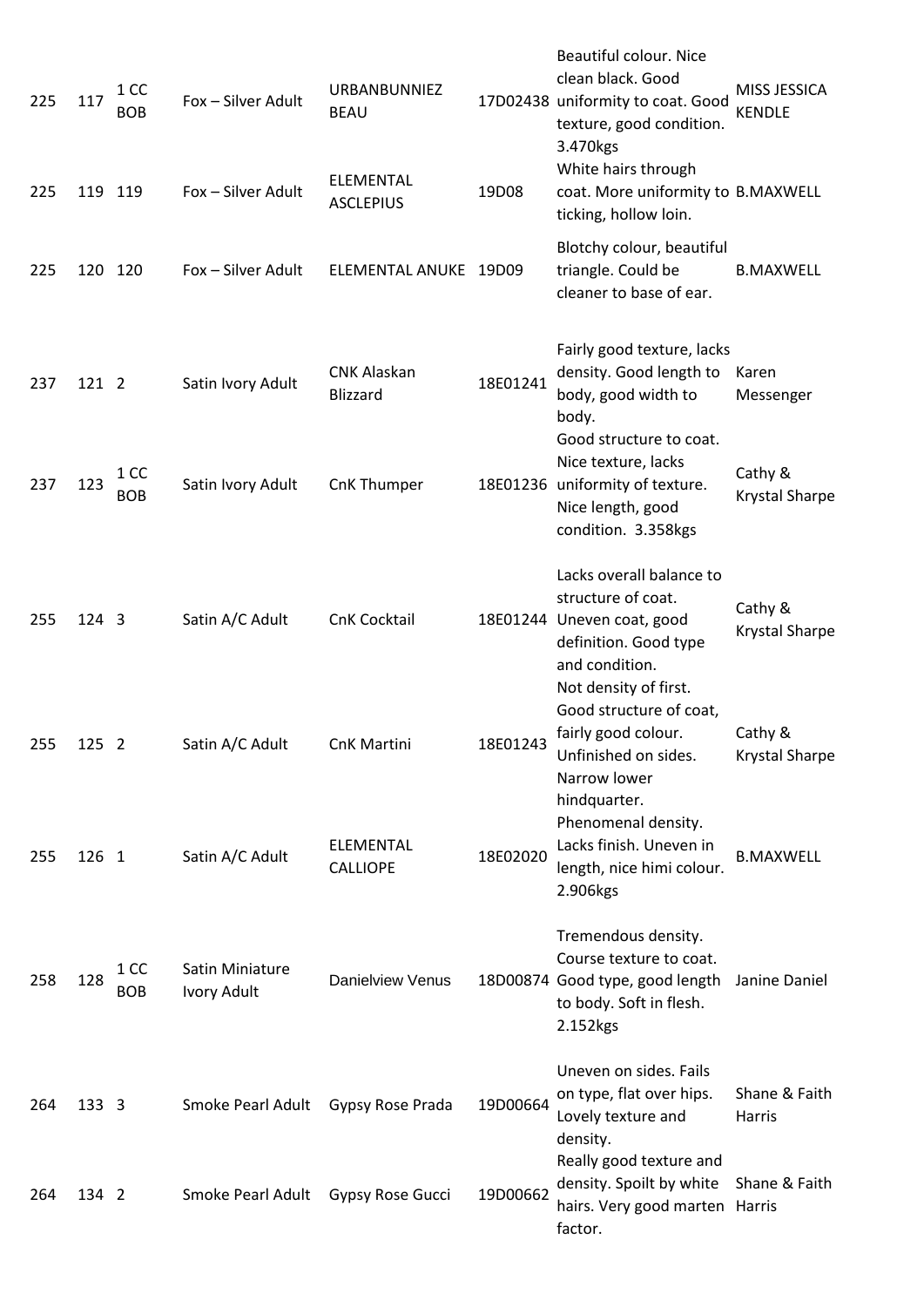| | | | | | | | |
|---|---|---|---|---|---|---|---|
| 225 | 117 | 1 CC BOB | Fox – Silver Adult | URBANBUNNIEZ BEAU | 17D02438 | Beautiful colour. Nice clean black. Good uniformity to coat. Good texture, good condition. 3.470kgs | MISS JESSICA KENDLE |
| 225 | 119 | 119 | Fox – Silver Adult | ELEMENTAL ASCLEPIUS | 19D08 | White hairs through coat. More uniformity to ticking, hollow loin. | B.MAXWELL |
| 225 | 120 | 120 | Fox – Silver Adult | ELEMENTAL ANUKE | 19D09 | Blotchy colour, beautiful triangle. Could be cleaner to base of ear. | B.MAXWELL |
| 237 | 121 | 2 | Satin Ivory Adult | CNK Alaskan Blizzard | 18E01241 | Fairly good texture, lacks density. Good length to body, good width to body. | Karen Messenger |
| 237 | 123 | 1 CC BOB | Satin Ivory Adult | CnK Thumper | 18E01236 | Good structure to coat. Nice texture, lacks uniformity of texture. Nice length, good condition. 3.358kgs | Cathy & Krystal Sharpe |
| 255 | 124 | 3 | Satin A/C Adult | CnK Cocktail | 18E01244 | Lacks overall balance to structure of coat. Uneven coat, good definition. Good type and condition. | Cathy & Krystal Sharpe |
| 255 | 125 | 2 | Satin A/C Adult | CnK Martini | 18E01243 | Not density of first. Good structure of coat, fairly good colour. Unfinished on sides. Narrow lower hindquarter. | Cathy & Krystal Sharpe |
| 255 | 126 | 1 | Satin A/C Adult | ELEMENTAL CALLIOPE | 18E02020 | Phenomenal density. Lacks finish. Uneven in length, nice himi colour. 2.906kgs | B.MAXWELL |
| 258 | 128 | 1 CC BOB | Satin Miniature Ivory Adult | Danielview Venus | 18D00874 | Tremendous density. Course texture to coat. Good type, good length to body. Soft in flesh. 2.152kgs | Janine Daniel |
| 264 | 133 | 3 | Smoke Pearl Adult | Gypsy Rose Prada | 19D00664 | Uneven on sides. Fails on type, flat over hips. Lovely texture and density. | Shane & Faith Harris |
| 264 | 134 | 2 | Smoke Pearl Adult | Gypsy Rose Gucci | 19D00662 | Really good texture and density. Spoilt by white hairs. Very good marten factor. | Shane & Faith Harris |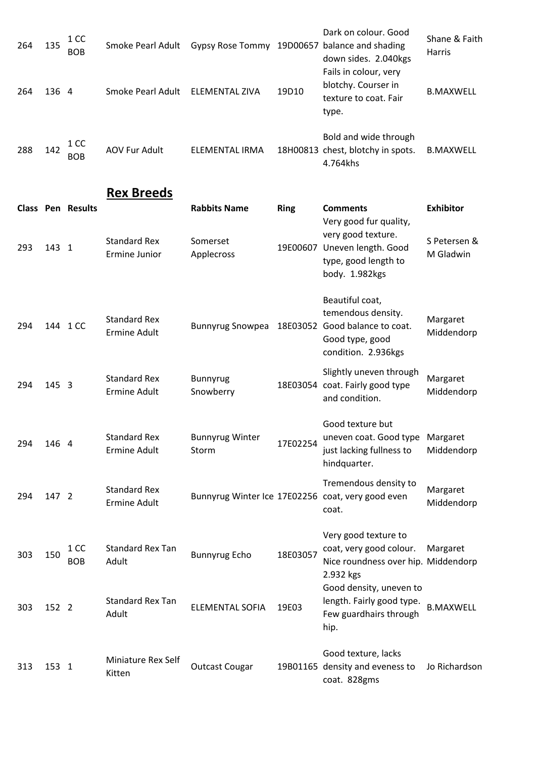| Class | Pen | Results | | Rabbits Name | Ring | Comments | Exhibitor |
|---|---|---|---|---|---|---|---|
| 264 | 135 | 1 CC BOB | Smoke Pearl Adult | Gypsy Rose Tommy | 19D00657 | Dark on colour. Good balance and shading down sides. 2.040kgs | Shane & Faith Harris |
| 264 | 136 | 4 | Smoke Pearl Adult | ELEMENTAL ZIVA | 19D10 | Fails in colour, very blotchy. Courser in texture to coat. Fair type. | B.MAXWELL |
| 288 | 142 | 1 CC BOB | AOV Fur Adult | ELEMENTAL IRMA | 18H00813 | Bold and wide through chest, blotchy in spots. 4.764khs | B.MAXWELL |

## Rex Breeds

| Class | Pen | Results | | Rabbits Name | Ring | Comments | Exhibitor |
|---|---|---|---|---|---|---|---|
| 293 | 143 | 1 | Standard Rex Ermine Junior | Somerset Applecross | 19E00607 | Very good fur quality, very good texture. Uneven length. Good type, good length to body. 1.982kgs | S Petersen & M Gladwin |
| 294 | 144 | 1 CC | Standard Rex Ermine Adult | Bunnyrug Snowpea | 18E03052 | Beautiful coat, temendous density. Good balance to coat. Good type, good condition. 2.936kgs | Margaret Middendorp |
| 294 | 145 | 3 | Standard Rex Ermine Adult | Bunnyrug Snowberry | 18E03054 | Slightly uneven through coat. Fairly good type and condition. | Margaret Middendorp |
| 294 | 146 | 4 | Standard Rex Ermine Adult | Bunnyrug Winter Storm | 17E02254 | Good texture but uneven coat. Good type just lacking fullness to hindquarter. | Margaret Middendorp |
| 294 | 147 | 2 | Standard Rex Ermine Adult | Bunnyrug Winter Ice | 17E02256 | Tremendous density to coat, very good even coat. | Margaret Middendorp |
| 303 | 150 | 1 CC BOB | Standard Rex Tan Adult | Bunnyrug Echo | 18E03057 | Very good texture to coat, very good colour. Nice roundness over hip. 2.932 kgs | Margaret Middendorp |
| 303 | 152 | 2 | Standard Rex Tan Adult | ELEMENTAL SOFIA | 19E03 | Good density, uneven to length. Fairly good type. Few guardhairs through hip. | B.MAXWELL |
| 313 | 153 | 1 | Miniature Rex Self Kitten | Outcast Cougar | 19B01165 | Good texture, lacks density and eveness to coat. 828gms | Jo Richardson |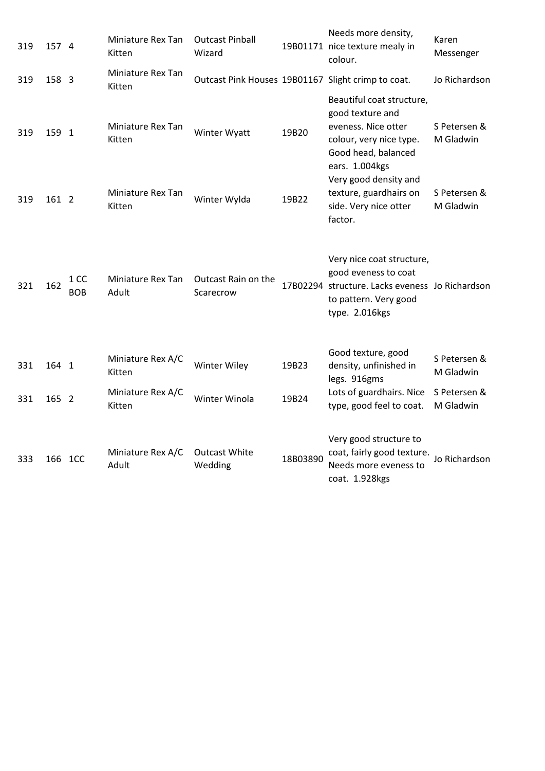| | | | | | | | |
|---|---|---|---|---|---|---|---|
| 319 | 157 | 4 | Miniature Rex Tan Kitten | Outcast Pinball Wizard | 19B01171 | Needs more density, nice texture mealy in colour. | Karen Messenger |
| 319 | 158 | 3 | Miniature Rex Tan Kitten | Outcast Pink Houses | 19B01167 | Slight crimp to coat. | Jo Richardson |
| 319 | 159 | 1 | Miniature Rex Tan Kitten | Winter Wyatt | 19B20 | Beautiful coat structure, good texture and eveness. Nice otter colour, very nice type. Good head, balanced ears. 1.004kgs | S Petersen & M Gladwin |
| 319 | 161 | 2 | Miniature Rex Tan Kitten | Winter Wylda | 19B22 | Very good density and texture, guardhairs on side. Very nice otter factor. | S Petersen & M Gladwin |
| 321 | 162 | 1 CC BOB | Miniature Rex Tan Adult | Outcast Rain on the Scarecrow | 17B02294 | Very nice coat structure, good eveness to coat structure. Lacks eveness to pattern. Very good type. 2.016kgs | Jo Richardson |
| 331 | 164 | 1 | Miniature Rex A/C Kitten | Winter Wiley | 19B23 | Good texture, good density, unfinished in legs. 916gms | S Petersen & M Gladwin |
| 331 | 165 | 2 | Miniature Rex A/C Kitten | Winter Winola | 19B24 | Lots of guardhairs. Nice type, good feel to coat. | S Petersen & M Gladwin |
| 333 | 166 | 1CC | Miniature Rex A/C Adult | Outcast White Wedding | 18B03890 | Very good structure to coat, fairly good texture. Needs more eveness to coat. 1.928kgs | Jo Richardson |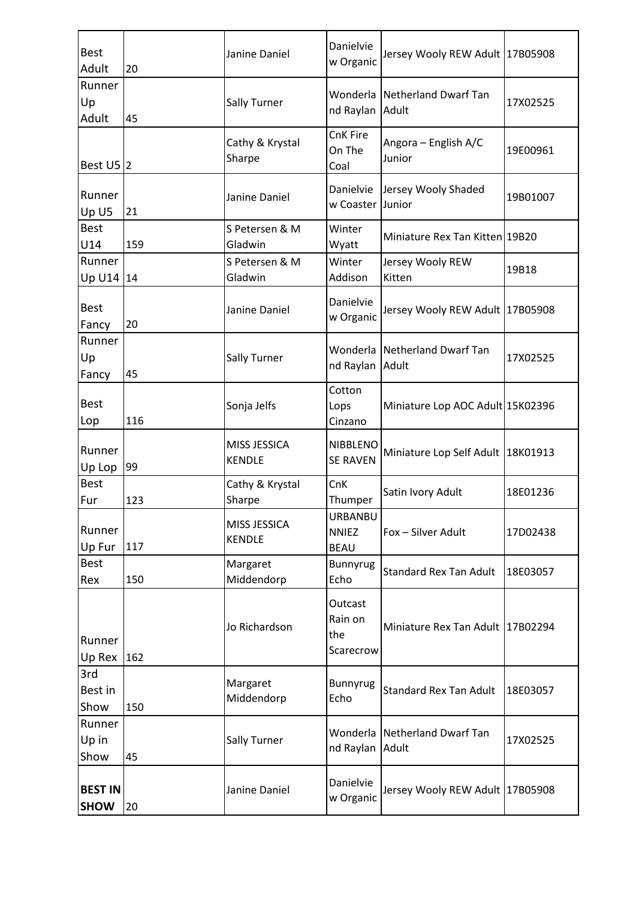| | | | | | |
|---|---|---|---|---|---|
| Best Adult | 20 | Janine Daniel | Danielview Organic | Jersey Wooly REW Adult | 17B05908 |
| Runner Up Adult | 45 | Sally Turner | Wonderland Raylan | Netherland Dwarf Tan Adult | 17X02525 |
| Best U5 | 2 | Cathy & Krystal Sharpe | CnK Fire On The Coal | Angora – English A/C Junior | 19E00961 |
| Runner Up U5 | 21 | Janine Daniel | Danielview Coaster | Jersey Wooly Shaded Junior | 19B01007 |
| Best U14 | 159 | S Petersen & M Gladwin | Winter Wyatt | Miniature Rex Tan Kitten | 19B20 |
| Runner Up U14 | 14 | S Petersen & M Gladwin | Winter Addison | Jersey Wooly REW Kitten | 19B18 |
| Best Fancy | 20 | Janine Daniel | Danielview Organic | Jersey Wooly REW Adult | 17B05908 |
| Runner Up Fancy | 45 | Sally Turner | Wonderland Raylan | Netherland Dwarf Tan Adult | 17X02525 |
| Best Lop | 116 | Sonja Jelfs | Cotton Lops Cinzano | Miniature Lop AOC Adult | 15K02396 |
| Runner Up Lop | 99 | MISS JESSICA KENDLE | NIBBLENOSE RAVEN | Miniature Lop Self Adult | 18K01913 |
| Best Fur | 123 | Cathy & Krystal Sharpe | CnK Thumper | Satin Ivory Adult | 18E01236 |
| Runner Up Fur | 117 | MISS JESSICA KENDLE | URBANBUNNIEZ BEAU | Fox – Silver Adult | 17D02438 |
| Best Rex | 150 | Margaret Middendorp | Bunnyrug Echo | Standard Rex Tan Adult | 18E03057 |
| Runner Up Rex | 162 | Jo Richardson | Outcast Rain on the Scarecrow | Miniature Rex Tan Adult | 17B02294 |
| 3rd Best in Show | 150 | Margaret Middendorp | Bunnyrug Echo | Standard Rex Tan Adult | 18E03057 |
| Runner Up in Show | 45 | Sally Turner | Wonderland Raylan | Netherland Dwarf Tan Adult | 17X02525 |
| **BEST IN SHOW** | 20 | Janine Daniel | Danielview Organic | Jersey Wooly REW Adult | 17B05908 |